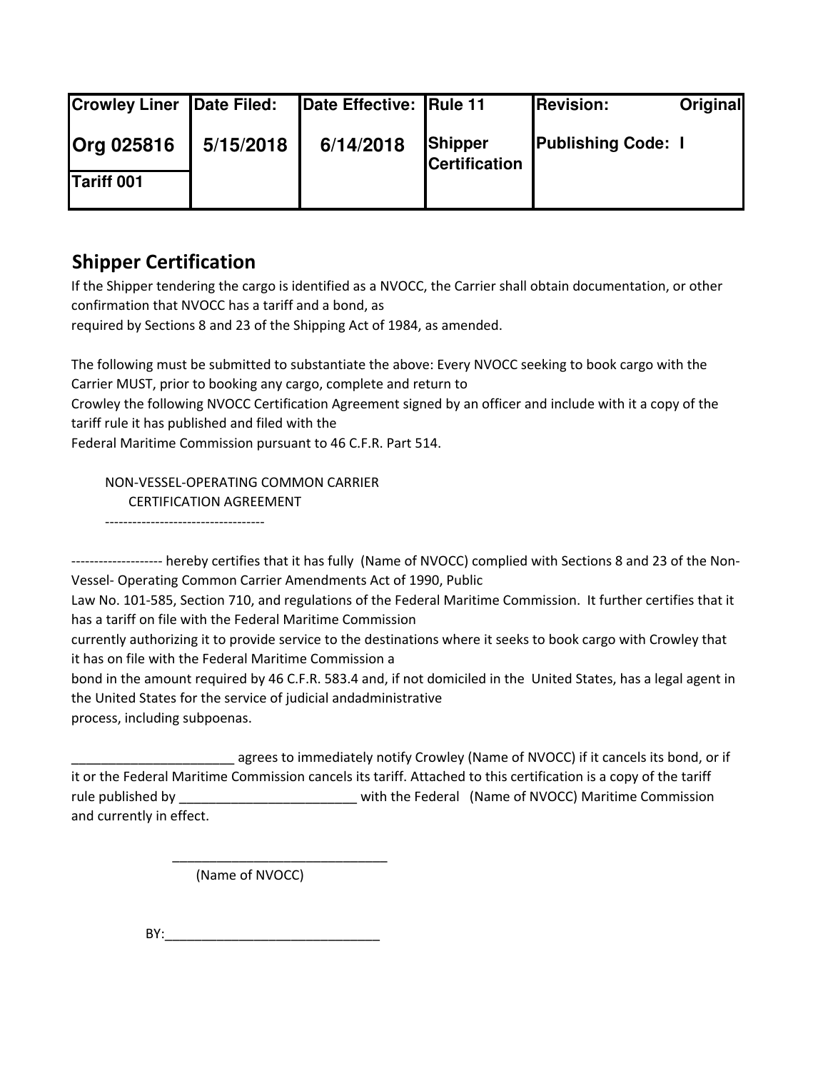| Crowley Liner | Date Filed: | Date Effective: | Rule 11 | Revision: Original |
|---|---|---|---|---|
| Org 025816 | 5/15/2018 | 6/14/2018 | Shipper Certification | Publishing Code: I |
| Tariff 001 | | | | |

## Shipper Certification

If the Shipper tendering the cargo is identified as a NVOCC, the Carrier shall obtain documentation, or other confirmation that NVOCC has a tariff and a bond, as
required by Sections 8 and 23 of the Shipping Act of 1984, as amended.

The following must be submitted to substantiate the above: Every NVOCC seeking to book cargo with the Carrier MUST, prior to booking any cargo, complete and return to
Crowley the following NVOCC Certification Agreement signed by an officer and include with it a copy of the tariff rule it has published and filed with the
Federal Maritime Commission pursuant to 46 C.F.R. Part 514.

NON-VESSEL-OPERATING COMMON CARRIER
CERTIFICATION AGREEMENT
-----------------------------------

-------------------- hereby certifies that it has fully (Name of NVOCC) complied with Sections 8 and 23 of the Non-Vessel- Operating Common Carrier Amendments Act of 1990, Public
Law No. 101-585, Section 710, and regulations of the Federal Maritime Commission. It further certifies that it has a tariff on file with the Federal Maritime Commission
currently authorizing it to provide service to the destinations where it seeks to book cargo with Crowley that it has on file with the Federal Maritime Commission a
bond in the amount required by 46 C.F.R. 583.4 and, if not domiciled in the United States, has a legal agent in the United States for the service of judicial andadministrative
process, including subpoenas.

_______________________ agrees to immediately notify Crowley (Name of NVOCC) if it cancels its bond, or if it or the Federal Maritime Commission cancels its tariff. Attached to this certification is a copy of the tariff rule published by _________________________ with the Federal (Name of NVOCC) Maritime Commission and currently in effect.

_______________________________
(Name of NVOCC)

BY:_______________________________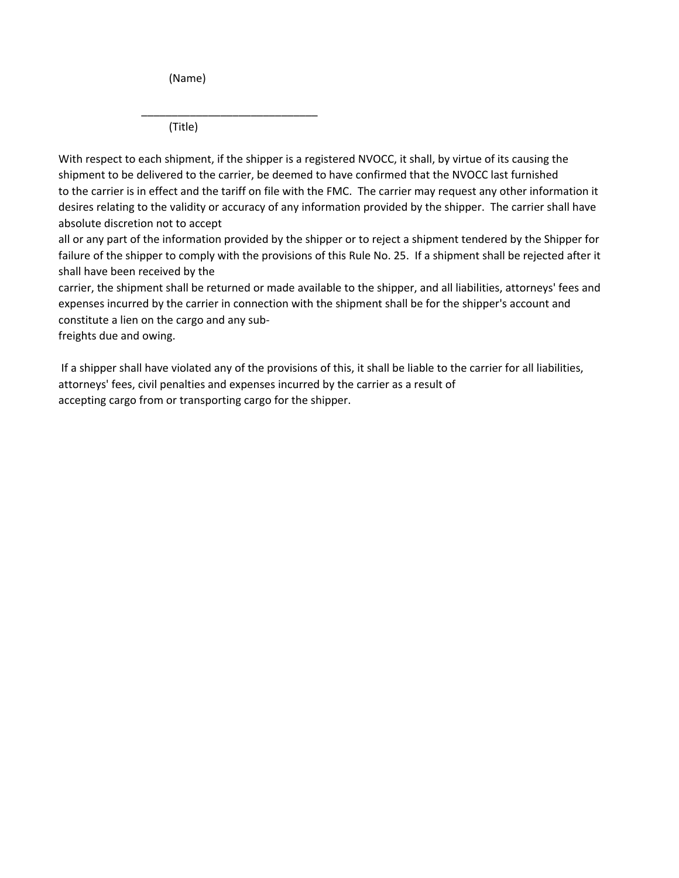(Name)

_____________________________

(Title)

With respect to each shipment, if the shipper is a registered NVOCC, it shall, by virtue of its causing the shipment to be delivered to the carrier, be deemed to have confirmed that the NVOCC last furnished to the carrier is in effect and the tariff on file with the FMC. The carrier may request any other information it desires relating to the validity or accuracy of any information provided by the shipper. The carrier shall have absolute discretion not to accept all or any part of the information provided by the shipper or to reject a shipment tendered by the Shipper for failure of the shipper to comply with the provisions of this Rule No. 25. If a shipment shall be rejected after it shall have been received by the carrier, the shipment shall be returned or made available to the shipper, and all liabilities, attorneys' fees and expenses incurred by the carrier in connection with the shipment shall be for the shipper's account and constitute a lien on the cargo and any sub-freights due and owing.

If a shipper shall have violated any of the provisions of this, it shall be liable to the carrier for all liabilities, attorneys' fees, civil penalties and expenses incurred by the carrier as a result of accepting cargo from or transporting cargo for the shipper.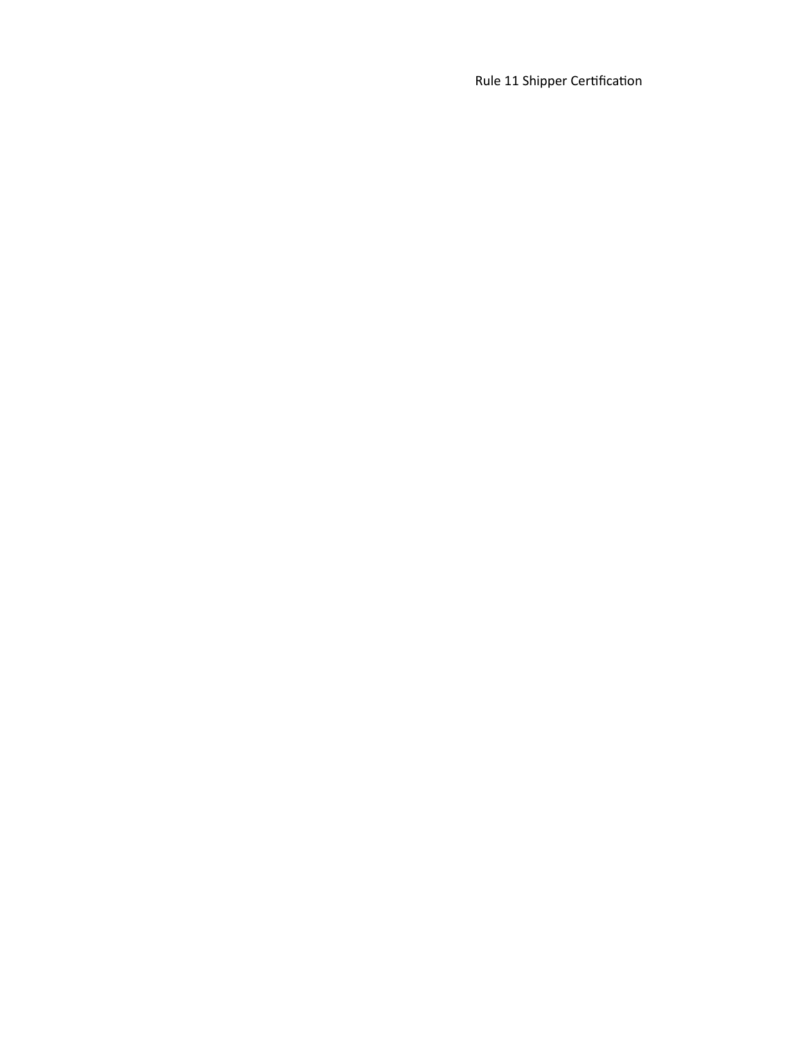Rule 11 Shipper Certification